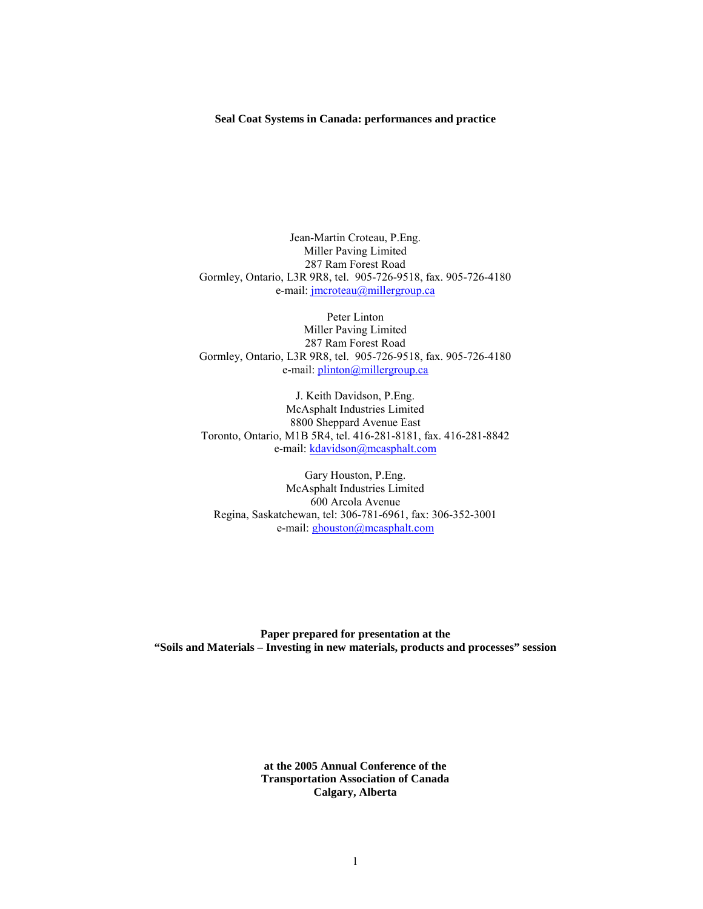# Seal Coat Systems in Canada: performances and practice

Jean-Martin Croteau, P.Eng.
Miller Paving Limited
287 Ram Forest Road
Gormley, Ontario, L3R 9R8, tel. 905-726-9518, fax. 905-726-4180
e-mail: jmcroteau@millergroup.ca

Peter Linton
Miller Paving Limited
287 Ram Forest Road
Gormley, Ontario, L3R 9R8, tel. 905-726-9518, fax. 905-726-4180
e-mail: plinton@millergroup.ca

J. Keith Davidson, P.Eng.
McAsphalt Industries Limited
8800 Sheppard Avenue East
Toronto, Ontario, M1B 5R4, tel. 416-281-8181, fax. 416-281-8842
e-mail: kdavidson@mcasphalt.com

Gary Houston, P.Eng.
McAsphalt Industries Limited
600 Arcola Avenue
Regina, Saskatchewan, tel: 306-781-6961, fax: 306-352-3001
e-mail: ghouston@mcasphalt.com

**Paper prepared for presentation at the**
**"Soils and Materials – Investing in new materials, products and processes" session**

**at the 2005 Annual Conference of the**
**Transportation Association of Canada**
**Calgary, Alberta**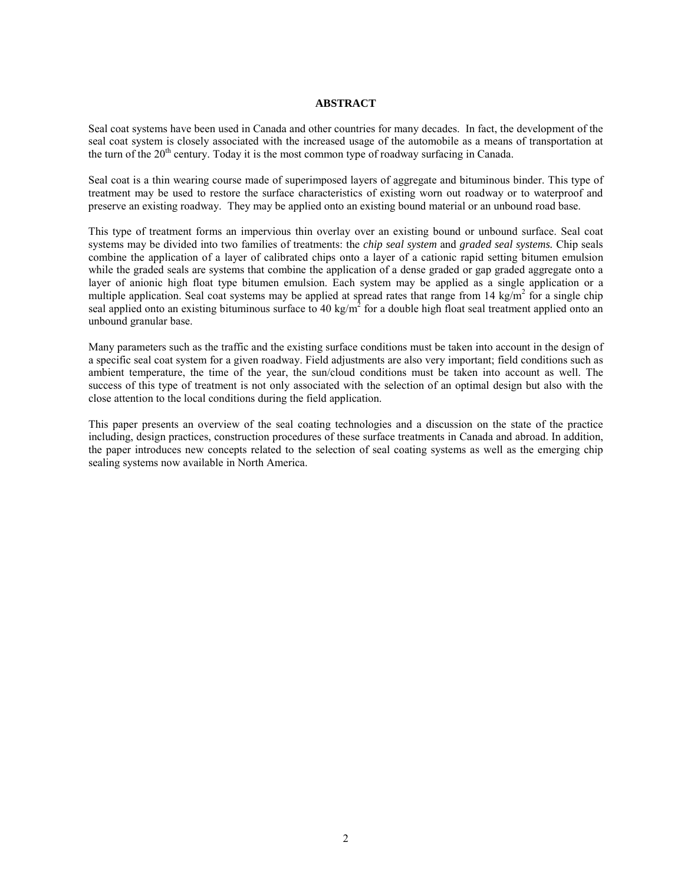## ABSTRACT

Seal coat systems have been used in Canada and other countries for many decades. In fact, the development of the seal coat system is closely associated with the increased usage of the automobile as a means of transportation at the turn of the $20^{th}$ century. Today it is the most common type of roadway surfacing in Canada.

Seal coat is a thin wearing course made of superimposed layers of aggregate and bituminous binder. This type of treatment may be used to restore the surface characteristics of existing worn out roadway or to waterproof and preserve an existing roadway. They may be applied onto an existing bound material or an unbound road base.

This type of treatment forms an impervious thin overlay over an existing bound or unbound surface. Seal coat systems may be divided into two families of treatments: the *chip seal system* and *graded seal systems.* Chip seals combine the application of a layer of calibrated chips onto a layer of a cationic rapid setting bitumen emulsion while the graded seals are systems that combine the application of a dense graded or gap graded aggregate onto a layer of anionic high float type bitumen emulsion. Each system may be applied as a single application or a multiple application. Seal coat systems may be applied at spread rates that range from 14 $kg/m^2$ for a single chip seal applied onto an existing bituminous surface to 40 $kg/m^2$ for a double high float seal treatment applied onto an unbound granular base.

Many parameters such as the traffic and the existing surface conditions must be taken into account in the design of a specific seal coat system for a given roadway. Field adjustments are also very important; field conditions such as ambient temperature, the time of the year, the sun/cloud conditions must be taken into account as well. The success of this type of treatment is not only associated with the selection of an optimal design but also with the close attention to the local conditions during the field application.

This paper presents an overview of the seal coating technologies and a discussion on the state of the practice including, design practices, construction procedures of these surface treatments in Canada and abroad. In addition, the paper introduces new concepts related to the selection of seal coating systems as well as the emerging chip sealing systems now available in North America.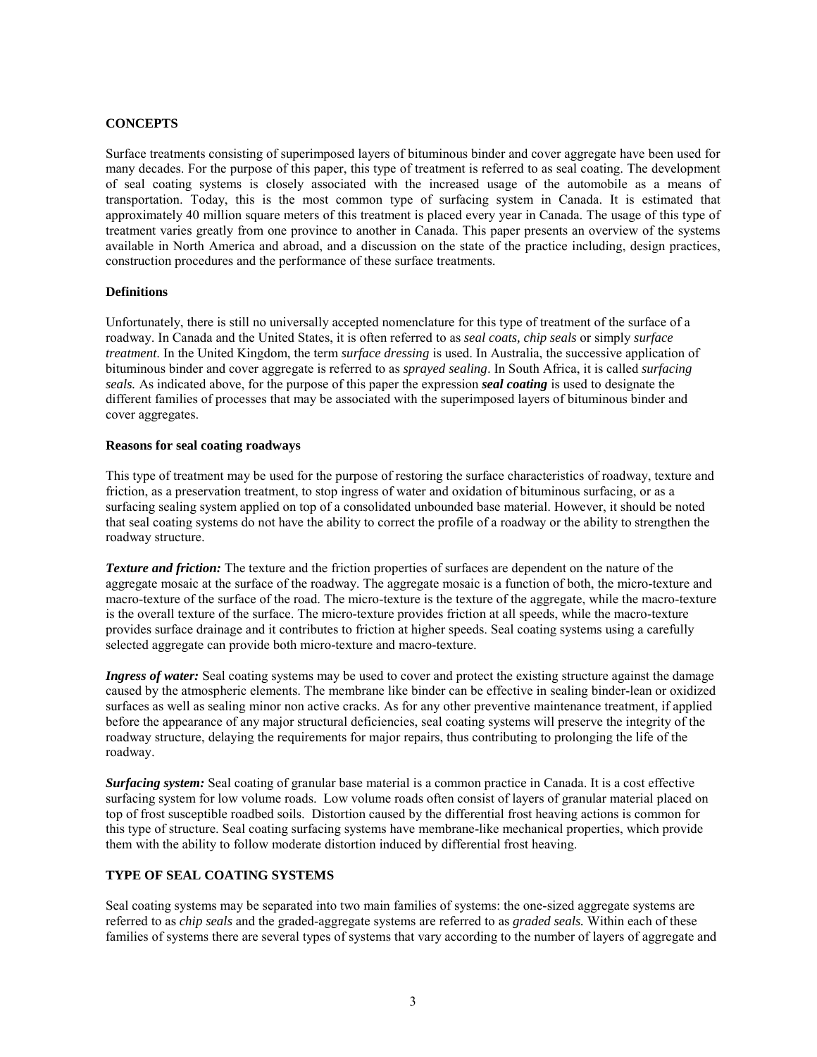## CONCEPTS

Surface treatments consisting of superimposed layers of bituminous binder and cover aggregate have been used for many decades. For the purpose of this paper, this type of treatment is referred to as seal coating. The development of seal coating systems is closely associated with the increased usage of the automobile as a means of transportation. Today, this is the most common type of surfacing system in Canada. It is estimated that approximately 40 million square meters of this treatment is placed every year in Canada. The usage of this type of treatment varies greatly from one province to another in Canada. This paper presents an overview of the systems available in North America and abroad, and a discussion on the state of the practice including, design practices, construction procedures and the performance of these surface treatments.

### Definitions

Unfortunately, there is still no universally accepted nomenclature for this type of treatment of the surface of a roadway. In Canada and the United States, it is often referred to as *seal coats, chip seals* or simply *surface treatment*. In the United Kingdom, the term *surface dressing* is used. In Australia, the successive application of bituminous binder and cover aggregate is referred to as *sprayed sealing*. In South Africa, it is called *surfacing seals.* As indicated above, for the purpose of this paper the expression ***seal coating*** is used to designate the different families of processes that may be associated with the superimposed layers of bituminous binder and cover aggregates.

### Reasons for seal coating roadways

This type of treatment may be used for the purpose of restoring the surface characteristics of roadway, texture and friction, as a preservation treatment, to stop ingress of water and oxidation of bituminous surfacing, or as a surfacing sealing system applied on top of a consolidated unbounded base material. However, it should be noted that seal coating systems do not have the ability to correct the profile of a roadway or the ability to strengthen the roadway structure.

***Texture and friction:*** The texture and the friction properties of surfaces are dependent on the nature of the aggregate mosaic at the surface of the roadway. The aggregate mosaic is a function of both, the micro-texture and macro-texture of the surface of the road. The micro-texture is the texture of the aggregate, while the macro-texture is the overall texture of the surface. The micro-texture provides friction at all speeds, while the macro-texture provides surface drainage and it contributes to friction at higher speeds. Seal coating systems using a carefully selected aggregate can provide both micro-texture and macro-texture.

***Ingress of water:*** Seal coating systems may be used to cover and protect the existing structure against the damage caused by the atmospheric elements. The membrane like binder can be effective in sealing binder-lean or oxidized surfaces as well as sealing minor non active cracks. As for any other preventive maintenance treatment, if applied before the appearance of any major structural deficiencies, seal coating systems will preserve the integrity of the roadway structure, delaying the requirements for major repairs, thus contributing to prolonging the life of the roadway.

***Surfacing system:*** Seal coating of granular base material is a common practice in Canada. It is a cost effective surfacing system for low volume roads. Low volume roads often consist of layers of granular material placed on top of frost susceptible roadbed soils. Distortion caused by the differential frost heaving actions is common for this type of structure. Seal coating surfacing systems have membrane-like mechanical properties, which provide them with the ability to follow moderate distortion induced by differential frost heaving.

## TYPE OF SEAL COATING SYSTEMS

Seal coating systems may be separated into two main families of systems: the one-sized aggregate systems are referred to as *chip seals* and the graded-aggregate systems are referred to as *graded seals.* Within each of these families of systems there are several types of systems that vary according to the number of layers of aggregate and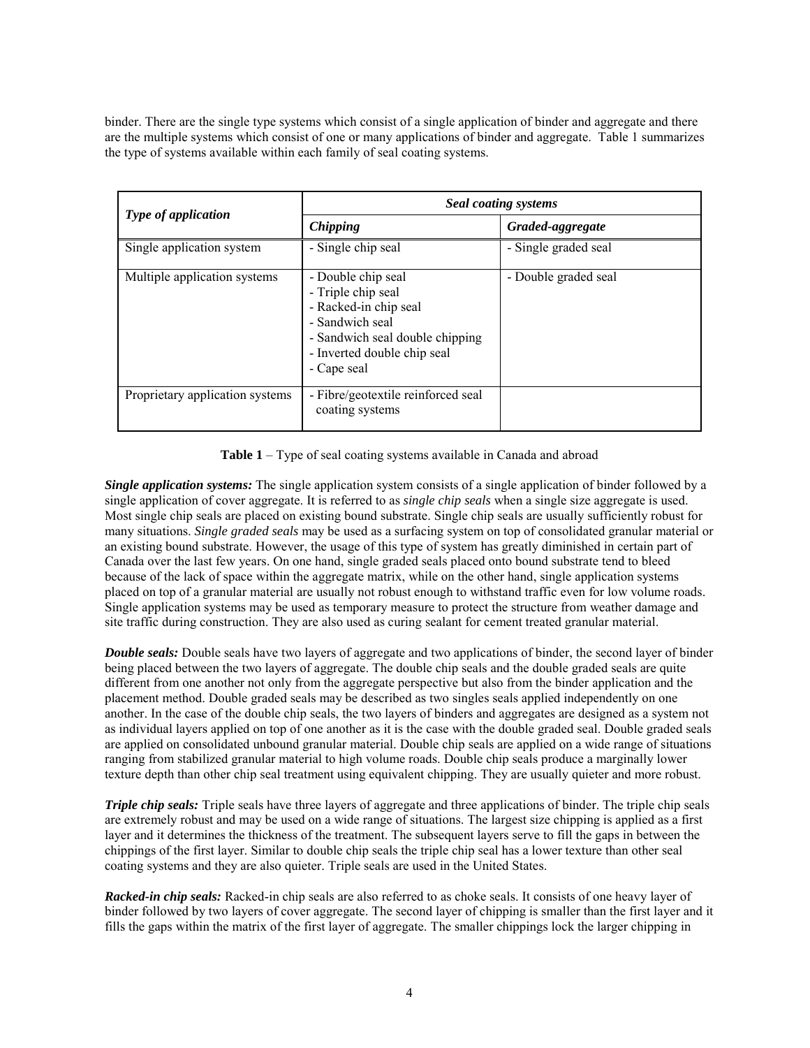binder. There are the single type systems which consist of a single application of binder and aggregate and there are the multiple systems which consist of one or many applications of binder and aggregate. Table 1 summarizes the type of systems available within each family of seal coating systems.

| *Type of application* | *Seal coating systems* | |
|---|---|---|
| | *Chipping* | *Graded-aggregate* |
| Single application system | - Single chip seal | - Single graded seal |
| Multiple application systems | - Double chip seal<br>- Triple chip seal<br>- Racked-in chip seal<br>- Sandwich seal<br>- Sandwich seal double chipping<br>- Inverted double chip seal<br>- Cape seal | - Double graded seal |
| Proprietary application systems | - Fibre/geotextile reinforced seal coating systems | |

**Table 1** – Type of seal coating systems available in Canada and abroad

***Single application systems:*** The single application system consists of a single application of binder followed by a single application of cover aggregate. It is referred to as *single chip seals* when a single size aggregate is used. Most single chip seals are placed on existing bound substrate. Single chip seals are usually sufficiently robust for many situations. *Single graded seals* may be used as a surfacing system on top of consolidated granular material or an existing bound substrate. However, the usage of this type of system has greatly diminished in certain part of Canada over the last few years. On one hand, single graded seals placed onto bound substrate tend to bleed because of the lack of space within the aggregate matrix, while on the other hand, single application systems placed on top of a granular material are usually not robust enough to withstand traffic even for low volume roads. Single application systems may be used as temporary measure to protect the structure from weather damage and site traffic during construction. They are also used as curing sealant for cement treated granular material.

***Double seals:*** Double seals have two layers of aggregate and two applications of binder, the second layer of binder being placed between the two layers of aggregate. The double chip seals and the double graded seals are quite different from one another not only from the aggregate perspective but also from the binder application and the placement method. Double graded seals may be described as two singles seals applied independently on one another. In the case of the double chip seals, the two layers of binders and aggregates are designed as a system not as individual layers applied on top of one another as it is the case with the double graded seal. Double graded seals are applied on consolidated unbound granular material. Double chip seals are applied on a wide range of situations ranging from stabilized granular material to high volume roads. Double chip seals produce a marginally lower texture depth than other chip seal treatment using equivalent chipping. They are usually quieter and more robust.

***Triple chip seals:*** Triple seals have three layers of aggregate and three applications of binder. The triple chip seals are extremely robust and may be used on a wide range of situations. The largest size chipping is applied as a first layer and it determines the thickness of the treatment. The subsequent layers serve to fill the gaps in between the chippings of the first layer. Similar to double chip seals the triple chip seal has a lower texture than other seal coating systems and they are also quieter. Triple seals are used in the United States.

***Racked-in chip seals:*** Racked-in chip seals are also referred to as choke seals. It consists of one heavy layer of binder followed by two layers of cover aggregate. The second layer of chipping is smaller than the first layer and it fills the gaps within the matrix of the first layer of aggregate. The smaller chippings lock the larger chipping in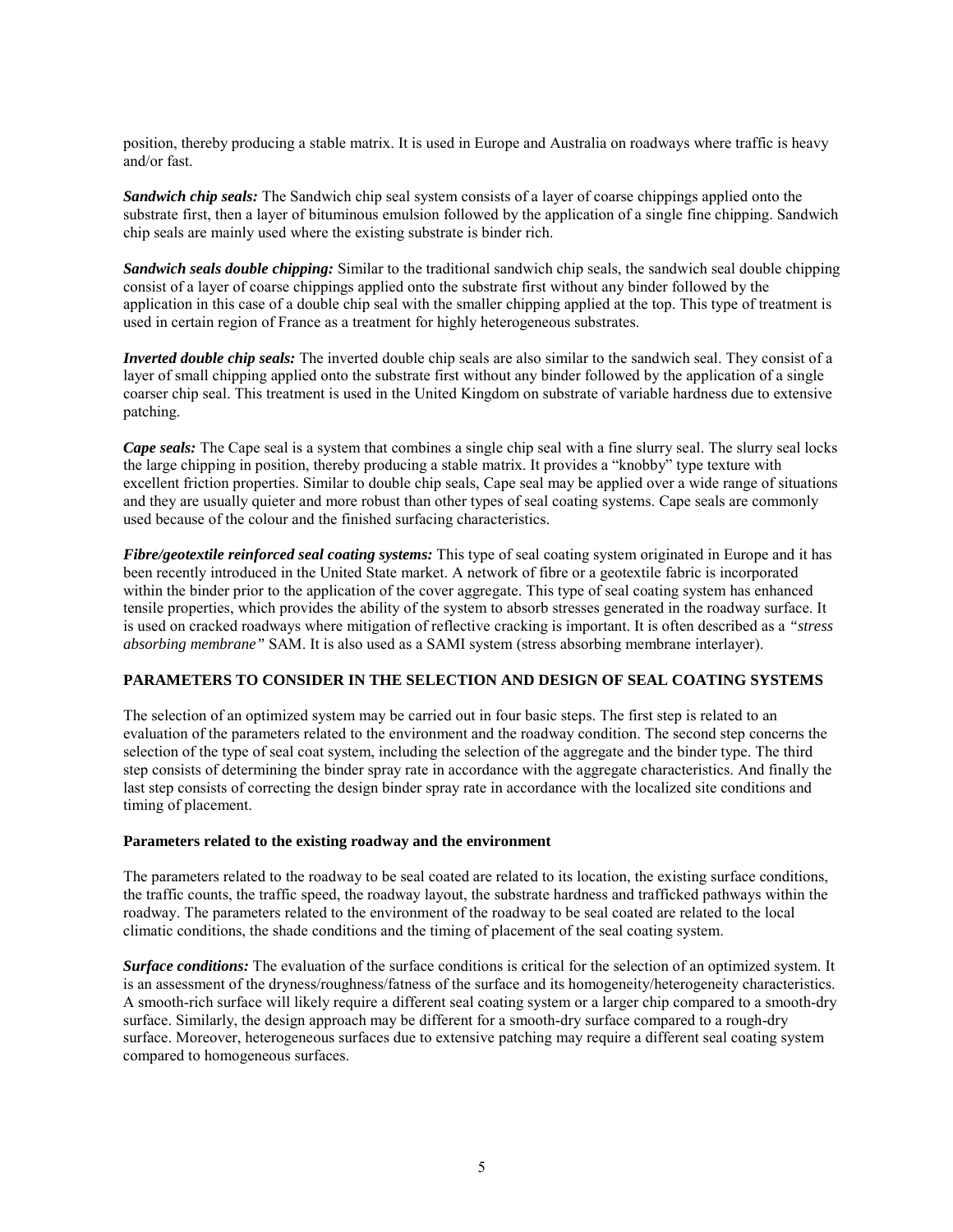position, thereby producing a stable matrix. It is used in Europe and Australia on roadways where traffic is heavy and/or fast.

***Sandwich chip seals:*** The Sandwich chip seal system consists of a layer of coarse chippings applied onto the substrate first, then a layer of bituminous emulsion followed by the application of a single fine chipping. Sandwich chip seals are mainly used where the existing substrate is binder rich.

***Sandwich seals double chipping:*** Similar to the traditional sandwich chip seals, the sandwich seal double chipping consist of a layer of coarse chippings applied onto the substrate first without any binder followed by the application in this case of a double chip seal with the smaller chipping applied at the top. This type of treatment is used in certain region of France as a treatment for highly heterogeneous substrates.

***Inverted double chip seals:*** The inverted double chip seals are also similar to the sandwich seal. They consist of a layer of small chipping applied onto the substrate first without any binder followed by the application of a single coarser chip seal. This treatment is used in the United Kingdom on substrate of variable hardness due to extensive patching.

***Cape seals:*** The Cape seal is a system that combines a single chip seal with a fine slurry seal. The slurry seal locks the large chipping in position, thereby producing a stable matrix. It provides a "knobby" type texture with excellent friction properties. Similar to double chip seals, Cape seal may be applied over a wide range of situations and they are usually quieter and more robust than other types of seal coating systems. Cape seals are commonly used because of the colour and the finished surfacing characteristics.

***Fibre/geotextile reinforced seal coating systems:*** This type of seal coating system originated in Europe and it has been recently introduced in the United State market. A network of fibre or a geotextile fabric is incorporated within the binder prior to the application of the cover aggregate. This type of seal coating system has enhanced tensile properties, which provides the ability of the system to absorb stresses generated in the roadway surface. It is used on cracked roadways where mitigation of reflective cracking is important. It is often described as a *"stress absorbing membrane"* SAM. It is also used as a SAMI system (stress absorbing membrane interlayer).

## PARAMETERS TO CONSIDER IN THE SELECTION AND DESIGN OF SEAL COATING SYSTEMS

The selection of an optimized system may be carried out in four basic steps. The first step is related to an evaluation of the parameters related to the environment and the roadway condition. The second step concerns the selection of the type of seal coat system, including the selection of the aggregate and the binder type. The third step consists of determining the binder spray rate in accordance with the aggregate characteristics. And finally the last step consists of correcting the design binder spray rate in accordance with the localized site conditions and timing of placement.

### Parameters related to the existing roadway and the environment

The parameters related to the roadway to be seal coated are related to its location, the existing surface conditions, the traffic counts, the traffic speed, the roadway layout, the substrate hardness and trafficked pathways within the roadway. The parameters related to the environment of the roadway to be seal coated are related to the local climatic conditions, the shade conditions and the timing of placement of the seal coating system.

***Surface conditions:*** The evaluation of the surface conditions is critical for the selection of an optimized system. It is an assessment of the dryness/roughness/fatness of the surface and its homogeneity/heterogeneity characteristics. A smooth-rich surface will likely require a different seal coating system or a larger chip compared to a smooth-dry surface. Similarly, the design approach may be different for a smooth-dry surface compared to a rough-dry surface. Moreover, heterogeneous surfaces due to extensive patching may require a different seal coating system compared to homogeneous surfaces.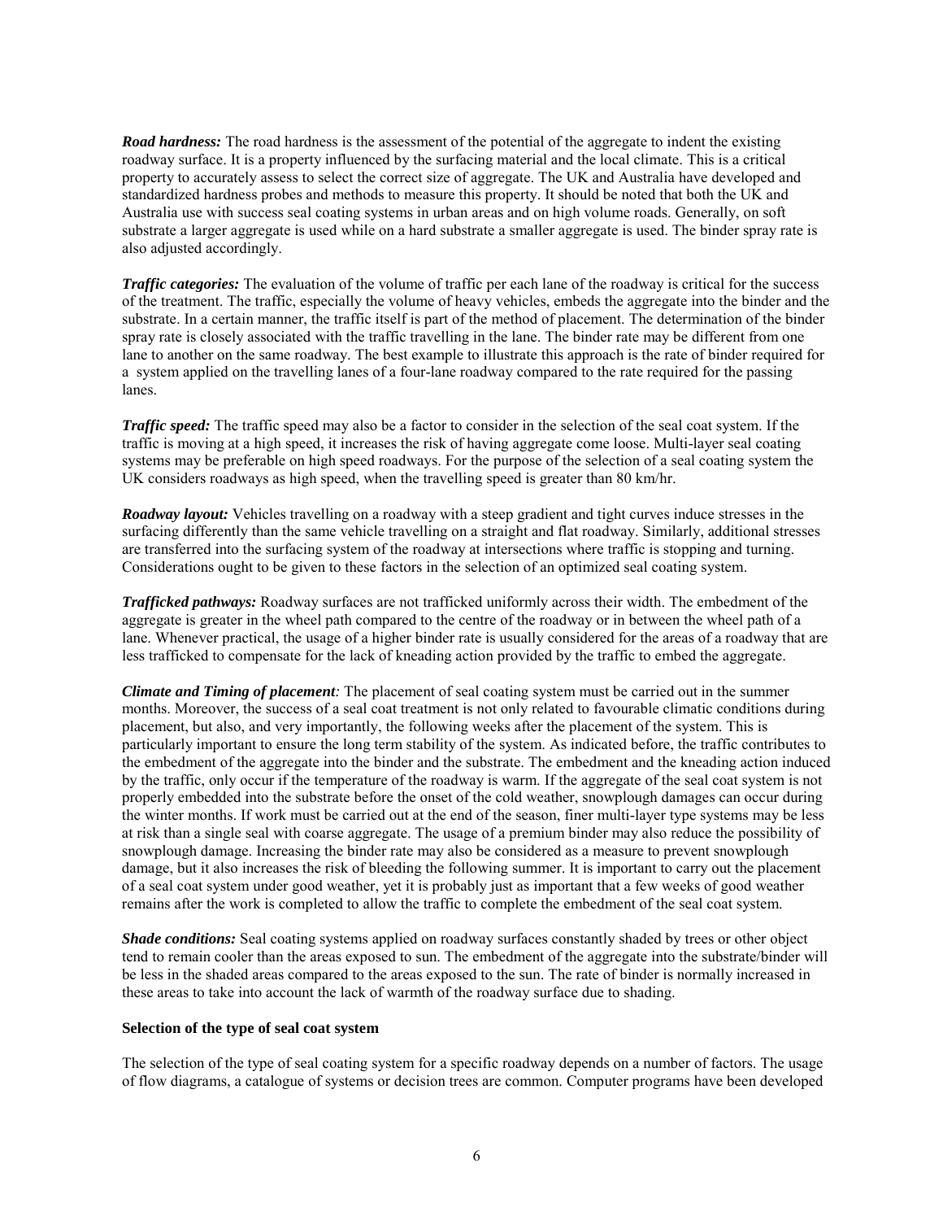***Road hardness:*** The road hardness is the assessment of the potential of the aggregate to indent the existing roadway surface. It is a property influenced by the surfacing material and the local climate. This is a critical property to accurately assess to select the correct size of aggregate. The UK and Australia have developed and standardized hardness probes and methods to measure this property. It should be noted that both the UK and Australia use with success seal coating systems in urban areas and on high volume roads. Generally, on soft substrate a larger aggregate is used while on a hard substrate a smaller aggregate is used. The binder spray rate is also adjusted accordingly.

***Traffic categories:*** The evaluation of the volume of traffic per each lane of the roadway is critical for the success of the treatment. The traffic, especially the volume of heavy vehicles, embeds the aggregate into the binder and the substrate. In a certain manner, the traffic itself is part of the method of placement. The determination of the binder spray rate is closely associated with the traffic travelling in the lane. The binder rate may be different from one lane to another on the same roadway. The best example to illustrate this approach is the rate of binder required for a system applied on the travelling lanes of a four-lane roadway compared to the rate required for the passing lanes.

***Traffic speed:*** The traffic speed may also be a factor to consider in the selection of the seal coat system. If the traffic is moving at a high speed, it increases the risk of having aggregate come loose. Multi-layer seal coating systems may be preferable on high speed roadways. For the purpose of the selection of a seal coating system the UK considers roadways as high speed, when the travelling speed is greater than 80 km/hr.

***Roadway layout:*** Vehicles travelling on a roadway with a steep gradient and tight curves induce stresses in the surfacing differently than the same vehicle travelling on a straight and flat roadway. Similarly, additional stresses are transferred into the surfacing system of the roadway at intersections where traffic is stopping and turning. Considerations ought to be given to these factors in the selection of an optimized seal coating system.

***Trafficked pathways:*** Roadway surfaces are not trafficked uniformly across their width. The embedment of the aggregate is greater in the wheel path compared to the centre of the roadway or in between the wheel path of a lane. Whenever practical, the usage of a higher binder rate is usually considered for the areas of a roadway that are less trafficked to compensate for the lack of kneading action provided by the traffic to embed the aggregate.

***Climate and Timing of placement:*** The placement of seal coating system must be carried out in the summer months. Moreover, the success of a seal coat treatment is not only related to favourable climatic conditions during placement, but also, and very importantly, the following weeks after the placement of the system. This is particularly important to ensure the long term stability of the system. As indicated before, the traffic contributes to the embedment of the aggregate into the binder and the substrate. The embedment and the kneading action induced by the traffic, only occur if the temperature of the roadway is warm. If the aggregate of the seal coat system is not properly embedded into the substrate before the onset of the cold weather, snowplough damages can occur during the winter months. If work must be carried out at the end of the season, finer multi-layer type systems may be less at risk than a single seal with coarse aggregate. The usage of a premium binder may also reduce the possibility of snowplough damage. Increasing the binder rate may also be considered as a measure to prevent snowplough damage, but it also increases the risk of bleeding the following summer. It is important to carry out the placement of a seal coat system under good weather, yet it is probably just as important that a few weeks of good weather remains after the work is completed to allow the traffic to complete the embedment of the seal coat system.

***Shade conditions:*** Seal coating systems applied on roadway surfaces constantly shaded by trees or other object tend to remain cooler than the areas exposed to sun. The embedment of the aggregate into the substrate/binder will be less in the shaded areas compared to the areas exposed to the sun. The rate of binder is normally increased in these areas to take into account the lack of warmth of the roadway surface due to shading.

**Selection of the type of seal coat system**

The selection of the type of seal coating system for a specific roadway depends on a number of factors. The usage of flow diagrams, a catalogue of systems or decision trees are common. Computer programs have been developed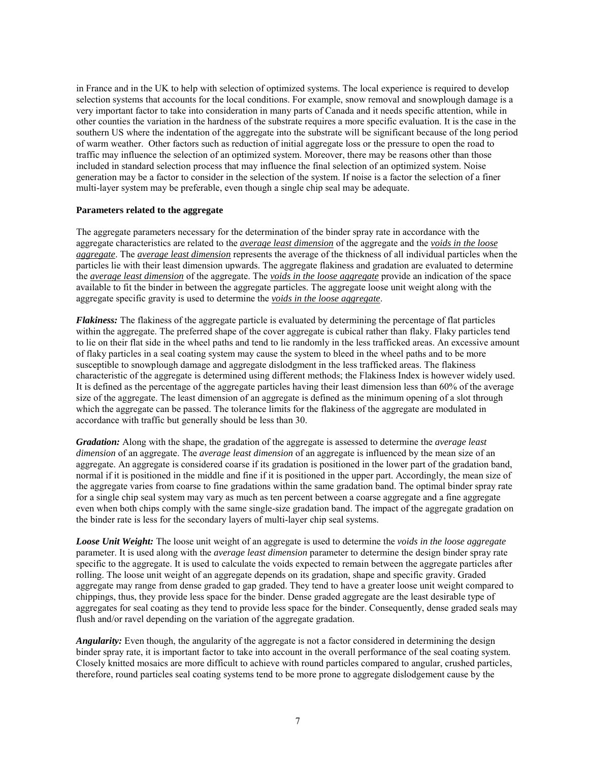in France and in the UK to help with selection of optimized systems. The local experience is required to develop selection systems that accounts for the local conditions. For example, snow removal and snowplough damage is a very important factor to take into consideration in many parts of Canada and it needs specific attention, while in other counties the variation in the hardness of the substrate requires a more specific evaluation. It is the case in the southern US where the indentation of the aggregate into the substrate will be significant because of the long period of warm weather. Other factors such as reduction of initial aggregate loss or the pressure to open the road to traffic may influence the selection of an optimized system. Moreover, there may be reasons other than those included in standard selection process that may influence the final selection of an optimized system. Noise generation may be a factor to consider in the selection of the system. If noise is a factor the selection of a finer multi-layer system may be preferable, even though a single chip seal may be adequate.

**Parameters related to the aggregate**

The aggregate parameters necessary for the determination of the binder spray rate in accordance with the aggregate characteristics are related to the ***average least dimension*** of the aggregate and the ***voids in the loose aggregate***. The ***average least dimension*** represents the average of the thickness of all individual particles when the particles lie with their least dimension upwards. The aggregate flakiness and gradation are evaluated to determine the ***average least dimension*** of the aggregate. The ***voids in the loose aggregate*** provide an indication of the space available to fit the binder in between the aggregate particles. The aggregate loose unit weight along with the aggregate specific gravity is used to determine the ***voids in the loose aggregate***.

***Flakiness:*** The flakiness of the aggregate particle is evaluated by determining the percentage of flat particles within the aggregate. The preferred shape of the cover aggregate is cubical rather than flaky. Flaky particles tend to lie on their flat side in the wheel paths and tend to lie randomly in the less trafficked areas. An excessive amount of flaky particles in a seal coating system may cause the system to bleed in the wheel paths and to be more susceptible to snowplough damage and aggregate dislodgment in the less trafficked areas. The flakiness characteristic of the aggregate is determined using different methods; the Flakiness Index is however widely used. It is defined as the percentage of the aggregate particles having their least dimension less than 60% of the average size of the aggregate. The least dimension of an aggregate is defined as the minimum opening of a slot through which the aggregate can be passed. The tolerance limits for the flakiness of the aggregate are modulated in accordance with traffic but generally should be less than 30.

***Gradation:*** Along with the shape, the gradation of the aggregate is assessed to determine the *average least dimension* of an aggregate. The *average least dimension* of an aggregate is influenced by the mean size of an aggregate. An aggregate is considered coarse if its gradation is positioned in the lower part of the gradation band, normal if it is positioned in the middle and fine if it is positioned in the upper part. Accordingly, the mean size of the aggregate varies from coarse to fine gradations within the same gradation band. The optimal binder spray rate for a single chip seal system may vary as much as ten percent between a coarse aggregate and a fine aggregate even when both chips comply with the same single-size gradation band. The impact of the aggregate gradation on the binder rate is less for the secondary layers of multi-layer chip seal systems.

***Loose Unit Weight:*** The loose unit weight of an aggregate is used to determine the *voids in the loose aggregate* parameter. It is used along with the *average least dimension* parameter to determine the design binder spray rate specific to the aggregate. It is used to calculate the voids expected to remain between the aggregate particles after rolling. The loose unit weight of an aggregate depends on its gradation, shape and specific gravity. Graded aggregate may range from dense graded to gap graded. They tend to have a greater loose unit weight compared to chippings, thus, they provide less space for the binder. Dense graded aggregate are the least desirable type of aggregates for seal coating as they tend to provide less space for the binder. Consequently, dense graded seals may flush and/or ravel depending on the variation of the aggregate gradation.

***Angularity:*** Even though, the angularity of the aggregate is not a factor considered in determining the design binder spray rate, it is important factor to take into account in the overall performance of the seal coating system. Closely knitted mosaics are more difficult to achieve with round particles compared to angular, crushed particles, therefore, round particles seal coating systems tend to be more prone to aggregate dislodgement cause by the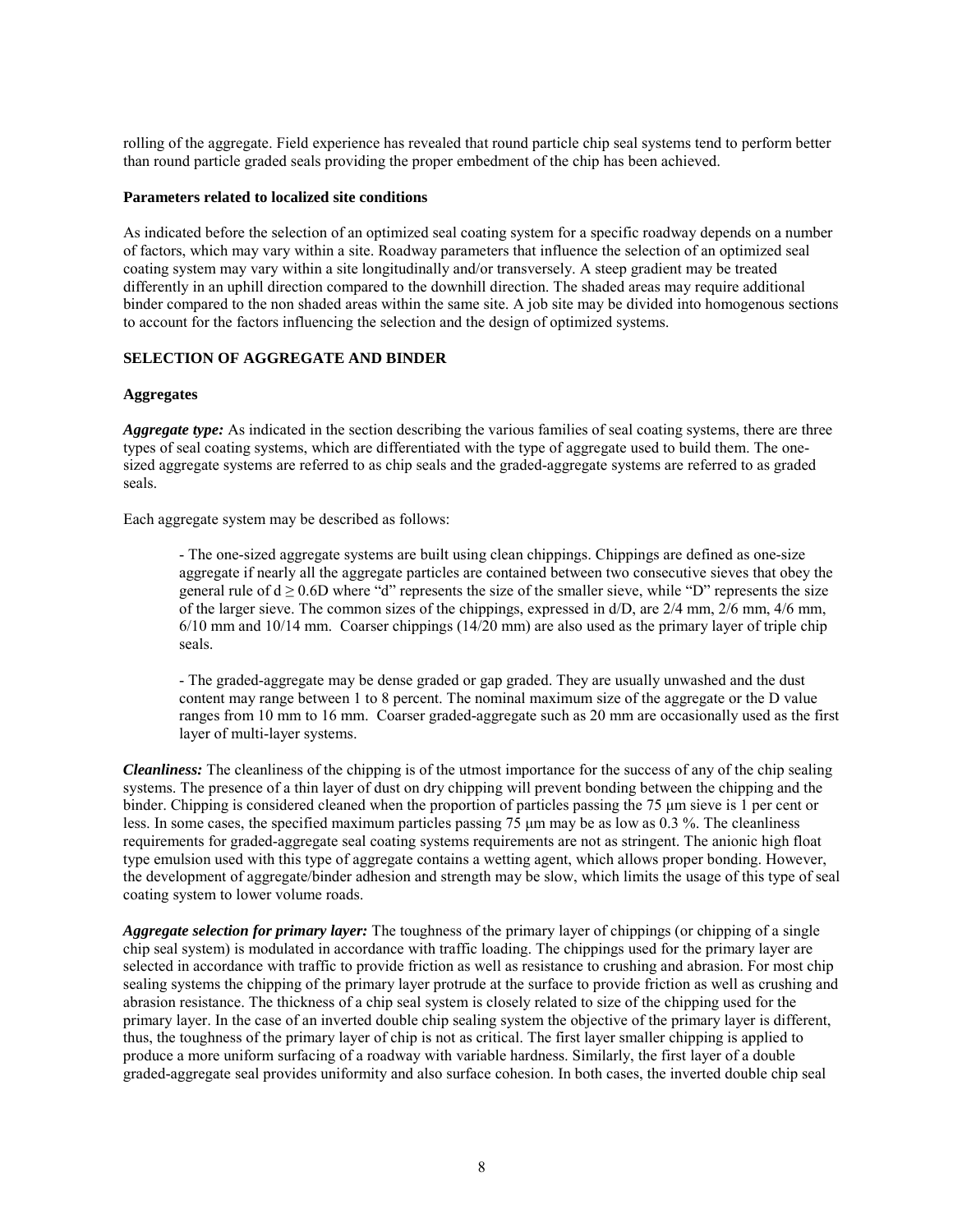rolling of the aggregate. Field experience has revealed that round particle chip seal systems tend to perform better than round particle graded seals providing the proper embedment of the chip has been achieved.

**Parameters related to localized site conditions**

As indicated before the selection of an optimized seal coating system for a specific roadway depends on a number of factors, which may vary within a site. Roadway parameters that influence the selection of an optimized seal coating system may vary within a site longitudinally and/or transversely. A steep gradient may be treated differently in an uphill direction compared to the downhill direction. The shaded areas may require additional binder compared to the non shaded areas within the same site. A job site may be divided into homogenous sections to account for the factors influencing the selection and the design of optimized systems.

## SELECTION OF AGGREGATE AND BINDER

### Aggregates

***Aggregate type:*** As indicated in the section describing the various families of seal coating systems, there are three types of seal coating systems, which are differentiated with the type of aggregate used to build them. The one-sized aggregate systems are referred to as chip seals and the graded-aggregate systems are referred to as graded seals.

Each aggregate system may be described as follows:

- The one-sized aggregate systems are built using clean chippings. Chippings are defined as one-size aggregate if nearly all the aggregate particles are contained between two consecutive sieves that obey the general rule of $d \geq 0.6D$ where "d" represents the size of the smaller sieve, while "D" represents the size of the larger sieve. The common sizes of the chippings, expressed in d/D, are 2/4 mm, 2/6 mm, 4/6 mm, 6/10 mm and 10/14 mm. Coarser chippings (14/20 mm) are also used as the primary layer of triple chip seals.

- The graded-aggregate may be dense graded or gap graded. They are usually unwashed and the dust content may range between 1 to 8 percent. The nominal maximum size of the aggregate or the D value ranges from 10 mm to 16 mm. Coarser graded-aggregate such as 20 mm are occasionally used as the first layer of multi-layer systems.

***Cleanliness:*** The cleanliness of the chipping is of the utmost importance for the success of any of the chip sealing systems. The presence of a thin layer of dust on dry chipping will prevent bonding between the chipping and the binder. Chipping is considered cleaned when the proportion of particles passing the 75 µm sieve is 1 per cent or less. In some cases, the specified maximum particles passing 75 µm may be as low as 0.3 %. The cleanliness requirements for graded-aggregate seal coating systems requirements are not as stringent. The anionic high float type emulsion used with this type of aggregate contains a wetting agent, which allows proper bonding. However, the development of aggregate/binder adhesion and strength may be slow, which limits the usage of this type of seal coating system to lower volume roads.

***Aggregate selection for primary layer:*** The toughness of the primary layer of chippings (or chipping of a single chip seal system) is modulated in accordance with traffic loading. The chippings used for the primary layer are selected in accordance with traffic to provide friction as well as resistance to crushing and abrasion. For most chip sealing systems the chipping of the primary layer protrude at the surface to provide friction as well as crushing and abrasion resistance. The thickness of a chip seal system is closely related to size of the chipping used for the primary layer. In the case of an inverted double chip sealing system the objective of the primary layer is different, thus, the toughness of the primary layer of chip is not as critical. The first layer smaller chipping is applied to produce a more uniform surfacing of a roadway with variable hardness. Similarly, the first layer of a double graded-aggregate seal provides uniformity and also surface cohesion. In both cases, the inverted double chip seal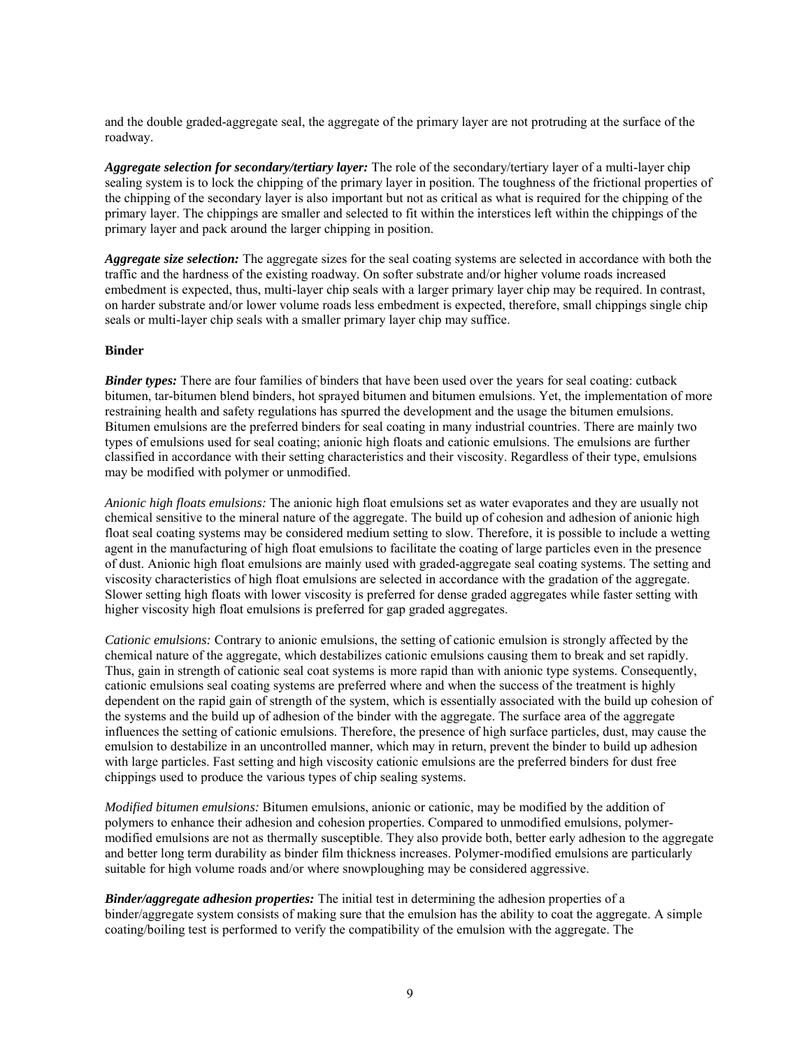and the double graded-aggregate seal, the aggregate of the primary layer are not protruding at the surface of the roadway.

***Aggregate selection for secondary/tertiary layer:*** The role of the secondary/tertiary layer of a multi-layer chip sealing system is to lock the chipping of the primary layer in position. The toughness of the frictional properties of the chipping of the secondary layer is also important but not as critical as what is required for the chipping of the primary layer. The chippings are smaller and selected to fit within the interstices left within the chippings of the primary layer and pack around the larger chipping in position.

***Aggregate size selection:*** The aggregate sizes for the seal coating systems are selected in accordance with both the traffic and the hardness of the existing roadway. On softer substrate and/or higher volume roads increased embedment is expected, thus, multi-layer chip seals with a larger primary layer chip may be required. In contrast, on harder substrate and/or lower volume roads less embedment is expected, therefore, small chippings single chip seals or multi-layer chip seals with a smaller primary layer chip may suffice.

**Binder**

***Binder types:*** There are four families of binders that have been used over the years for seal coating: cutback bitumen, tar-bitumen blend binders, hot sprayed bitumen and bitumen emulsions. Yet, the implementation of more restraining health and safety regulations has spurred the development and the usage the bitumen emulsions. Bitumen emulsions are the preferred binders for seal coating in many industrial countries. There are mainly two types of emulsions used for seal coating; anionic high floats and cationic emulsions. The emulsions are further classified in accordance with their setting characteristics and their viscosity. Regardless of their type, emulsions may be modified with polymer or unmodified.

*Anionic high floats emulsions:* The anionic high float emulsions set as water evaporates and they are usually not chemical sensitive to the mineral nature of the aggregate. The build up of cohesion and adhesion of anionic high float seal coating systems may be considered medium setting to slow. Therefore, it is possible to include a wetting agent in the manufacturing of high float emulsions to facilitate the coating of large particles even in the presence of dust. Anionic high float emulsions are mainly used with graded-aggregate seal coating systems. The setting and viscosity characteristics of high float emulsions are selected in accordance with the gradation of the aggregate. Slower setting high floats with lower viscosity is preferred for dense graded aggregates while faster setting with higher viscosity high float emulsions is preferred for gap graded aggregates.

*Cationic emulsions:* Contrary to anionic emulsions, the setting of cationic emulsion is strongly affected by the chemical nature of the aggregate, which destabilizes cationic emulsions causing them to break and set rapidly. Thus, gain in strength of cationic seal coat systems is more rapid than with anionic type systems. Consequently, cationic emulsions seal coating systems are preferred where and when the success of the treatment is highly dependent on the rapid gain of strength of the system, which is essentially associated with the build up cohesion of the systems and the build up of adhesion of the binder with the aggregate. The surface area of the aggregate influences the setting of cationic emulsions. Therefore, the presence of high surface particles, dust, may cause the emulsion to destabilize in an uncontrolled manner, which may in return, prevent the binder to build up adhesion with large particles. Fast setting and high viscosity cationic emulsions are the preferred binders for dust free chippings used to produce the various types of chip sealing systems.

*Modified bitumen emulsions:* Bitumen emulsions, anionic or cationic, may be modified by the addition of polymers to enhance their adhesion and cohesion properties. Compared to unmodified emulsions, polymer-modified emulsions are not as thermally susceptible. They also provide both, better early adhesion to the aggregate and better long term durability as binder film thickness increases. Polymer-modified emulsions are particularly suitable for high volume roads and/or where snowploughing may be considered aggressive.

***Binder/aggregate adhesion properties:*** The initial test in determining the adhesion properties of a binder/aggregate system consists of making sure that the emulsion has the ability to coat the aggregate. A simple coating/boiling test is performed to verify the compatibility of the emulsion with the aggregate. The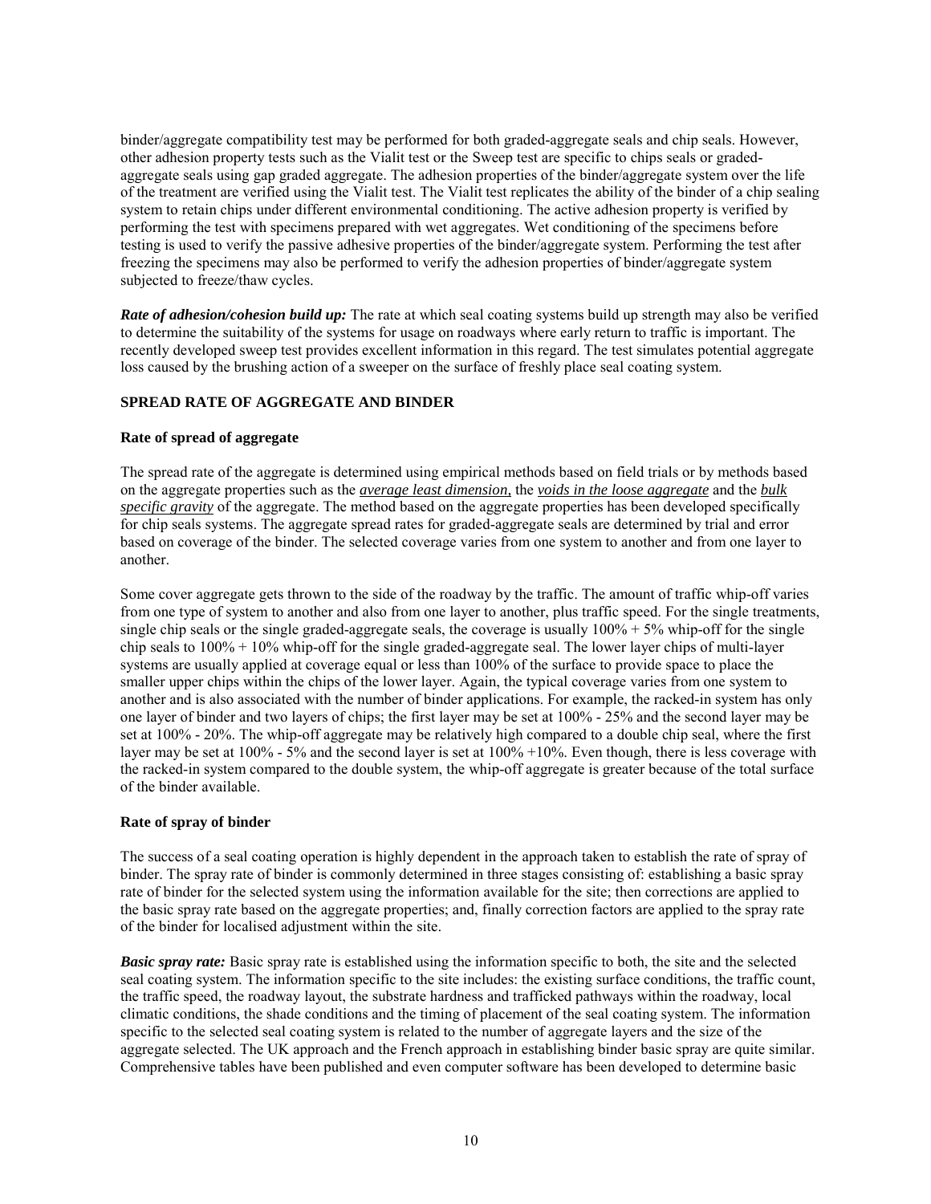binder/aggregate compatibility test may be performed for both graded-aggregate seals and chip seals. However, other adhesion property tests such as the Vialit test or the Sweep test are specific to chips seals or graded-aggregate seals using gap graded aggregate. The adhesion properties of the binder/aggregate system over the life of the treatment are verified using the Vialit test. The Vialit test replicates the ability of the binder of a chip sealing system to retain chips under different environmental conditioning. The active adhesion property is verified by performing the test with specimens prepared with wet aggregates. Wet conditioning of the specimens before testing is used to verify the passive adhesive properties of the binder/aggregate system. Performing the test after freezing the specimens may also be performed to verify the adhesion properties of binder/aggregate system subjected to freeze/thaw cycles.

***Rate of adhesion/cohesion build up:*** The rate at which seal coating systems build up strength may also be verified to determine the suitability of the systems for usage on roadways where early return to traffic is important. The recently developed sweep test provides excellent information in this regard. The test simulates potential aggregate loss caused by the brushing action of a sweeper on the surface of freshly place seal coating system.

## SPREAD RATE OF AGGREGATE AND BINDER

### Rate of spread of aggregate

The spread rate of the aggregate is determined using empirical methods based on field trials or by methods based on the aggregate properties such as the <u>*average least dimension*</u>, the <u>*voids in the loose aggregate*</u> and the <u>*bulk specific gravity*</u> of the aggregate. The method based on the aggregate properties has been developed specifically for chip seals systems. The aggregate spread rates for graded-aggregate seals are determined by trial and error based on coverage of the binder. The selected coverage varies from one system to another and from one layer to another.

Some cover aggregate gets thrown to the side of the roadway by the traffic. The amount of traffic whip-off varies from one type of system to another and also from one layer to another, plus traffic speed. For the single treatments, single chip seals or the single graded-aggregate seals, the coverage is usually 100% + 5% whip-off for the single chip seals to 100% + 10% whip-off for the single graded-aggregate seal. The lower layer chips of multi-layer systems are usually applied at coverage equal or less than 100% of the surface to provide space to place the smaller upper chips within the chips of the lower layer. Again, the typical coverage varies from one system to another and is also associated with the number of binder applications. For example, the racked-in system has only one layer of binder and two layers of chips; the first layer may be set at 100% - 25% and the second layer may be set at 100% - 20%. The whip-off aggregate may be relatively high compared to a double chip seal, where the first layer may be set at 100% - 5% and the second layer is set at 100% +10%. Even though, there is less coverage with the racked-in system compared to the double system, the whip-off aggregate is greater because of the total surface of the binder available.

### Rate of spray of binder

The success of a seal coating operation is highly dependent in the approach taken to establish the rate of spray of binder. The spray rate of binder is commonly determined in three stages consisting of: establishing a basic spray rate of binder for the selected system using the information available for the site; then corrections are applied to the basic spray rate based on the aggregate properties; and, finally correction factors are applied to the spray rate of the binder for localised adjustment within the site.

***Basic spray rate:*** Basic spray rate is established using the information specific to both, the site and the selected seal coating system. The information specific to the site includes: the existing surface conditions, the traffic count, the traffic speed, the roadway layout, the substrate hardness and trafficked pathways within the roadway, local climatic conditions, the shade conditions and the timing of placement of the seal coating system. The information specific to the selected seal coating system is related to the number of aggregate layers and the size of the aggregate selected. The UK approach and the French approach in establishing binder basic spray are quite similar. Comprehensive tables have been published and even computer software has been developed to determine basic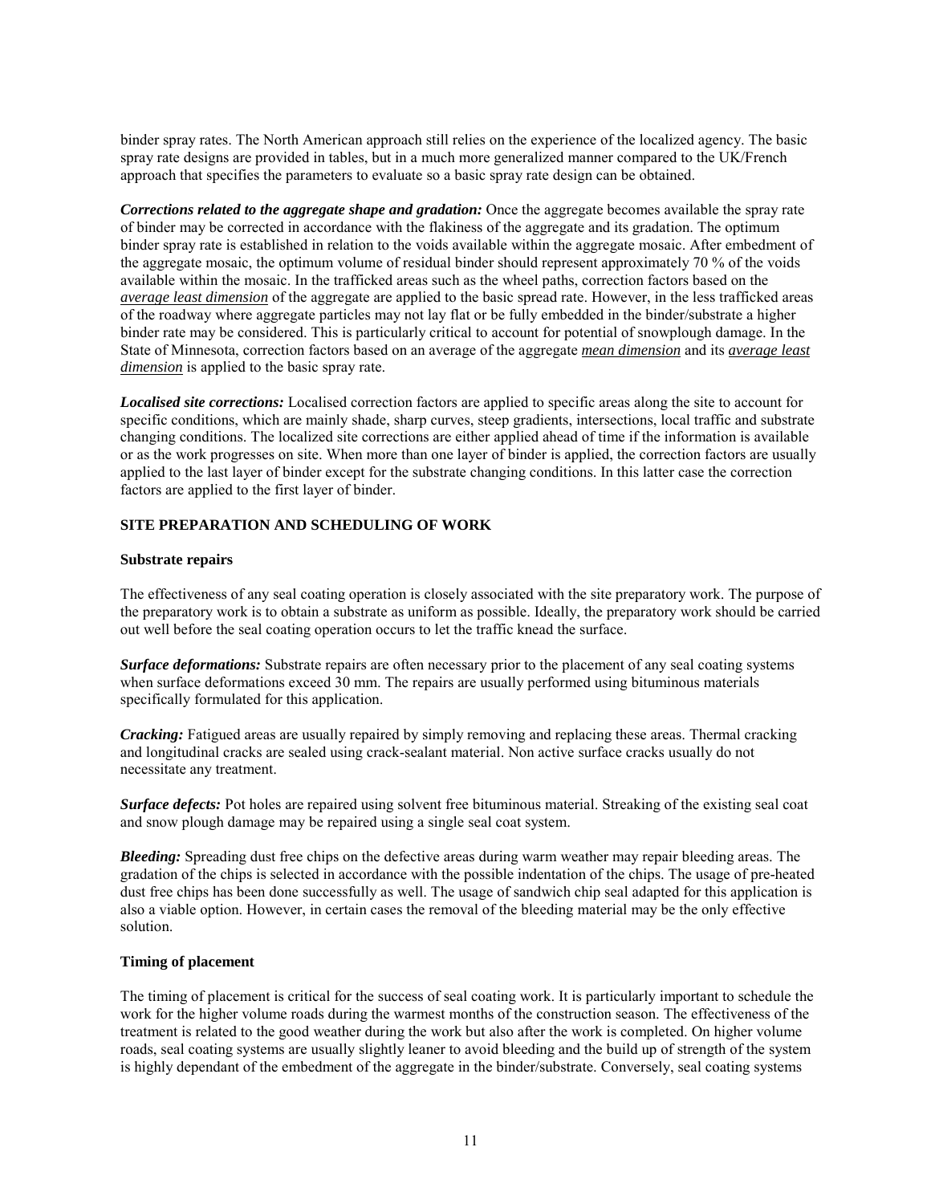binder spray rates. The North American approach still relies on the experience of the localized agency. The basic spray rate designs are provided in tables, but in a much more generalized manner compared to the UK/French approach that specifies the parameters to evaluate so a basic spray rate design can be obtained.

***Corrections related to the aggregate shape and gradation:*** Once the aggregate becomes available the spray rate of binder may be corrected in accordance with the flakiness of the aggregate and its gradation. The optimum binder spray rate is established in relation to the voids available within the aggregate mosaic. After embedment of the aggregate mosaic, the optimum volume of residual binder should represent approximately 70 % of the voids available within the mosaic. In the trafficked areas such as the wheel paths, correction factors based on the ***average least dimension*** of the aggregate are applied to the basic spread rate. However, in the less trafficked areas of the roadway where aggregate particles may not lay flat or be fully embedded in the binder/substrate a higher binder rate may be considered. This is particularly critical to account for potential of snowplough damage. In the State of Minnesota, correction factors based on an average of the aggregate ***mean dimension*** and its ***average least dimension*** is applied to the basic spray rate.

***Localised site corrections:*** Localised correction factors are applied to specific areas along the site to account for specific conditions, which are mainly shade, sharp curves, steep gradients, intersections, local traffic and substrate changing conditions. The localized site corrections are either applied ahead of time if the information is available or as the work progresses on site. When more than one layer of binder is applied, the correction factors are usually applied to the last layer of binder except for the substrate changing conditions. In this latter case the correction factors are applied to the first layer of binder.

## SITE PREPARATION AND SCHEDULING OF WORK

### Substrate repairs

The effectiveness of any seal coating operation is closely associated with the site preparatory work. The purpose of the preparatory work is to obtain a substrate as uniform as possible. Ideally, the preparatory work should be carried out well before the seal coating operation occurs to let the traffic knead the surface.

***Surface deformations:*** Substrate repairs are often necessary prior to the placement of any seal coating systems when surface deformations exceed 30 mm. The repairs are usually performed using bituminous materials specifically formulated for this application.

***Cracking:*** Fatigued areas are usually repaired by simply removing and replacing these areas. Thermal cracking and longitudinal cracks are sealed using crack-sealant material. Non active surface cracks usually do not necessitate any treatment.

***Surface defects:*** Pot holes are repaired using solvent free bituminous material. Streaking of the existing seal coat and snow plough damage may be repaired using a single seal coat system.

***Bleeding:*** Spreading dust free chips on the defective areas during warm weather may repair bleeding areas. The gradation of the chips is selected in accordance with the possible indentation of the chips. The usage of pre-heated dust free chips has been done successfully as well. The usage of sandwich chip seal adapted for this application is also a viable option. However, in certain cases the removal of the bleeding material may be the only effective solution.

### Timing of placement

The timing of placement is critical for the success of seal coating work. It is particularly important to schedule the work for the higher volume roads during the warmest months of the construction season. The effectiveness of the treatment is related to the good weather during the work but also after the work is completed. On higher volume roads, seal coating systems are usually slightly leaner to avoid bleeding and the build up of strength of the system is highly dependant of the embedment of the aggregate in the binder/substrate. Conversely, seal coating systems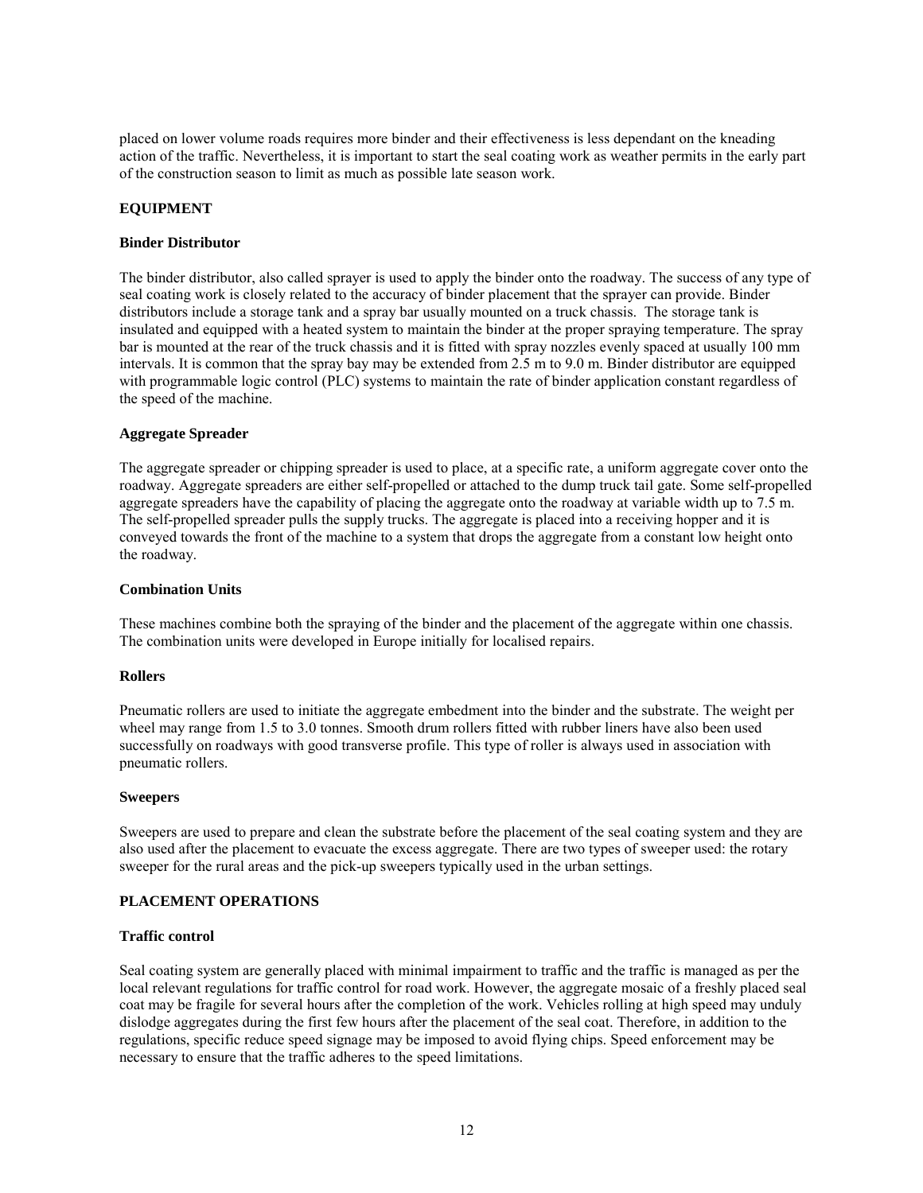placed on lower volume roads requires more binder and their effectiveness is less dependant on the kneading action of the traffic. Nevertheless, it is important to start the seal coating work as weather permits in the early part of the construction season to limit as much as possible late season work.

## EQUIPMENT

### Binder Distributor

The binder distributor, also called sprayer is used to apply the binder onto the roadway. The success of any type of seal coating work is closely related to the accuracy of binder placement that the sprayer can provide. Binder distributors include a storage tank and a spray bar usually mounted on a truck chassis. The storage tank is insulated and equipped with a heated system to maintain the binder at the proper spraying temperature. The spray bar is mounted at the rear of the truck chassis and it is fitted with spray nozzles evenly spaced at usually 100 mm intervals. It is common that the spray bay may be extended from 2.5 m to 9.0 m. Binder distributor are equipped with programmable logic control (PLC) systems to maintain the rate of binder application constant regardless of the speed of the machine.

### Aggregate Spreader

The aggregate spreader or chipping spreader is used to place, at a specific rate, a uniform aggregate cover onto the roadway. Aggregate spreaders are either self-propelled or attached to the dump truck tail gate. Some self-propelled aggregate spreaders have the capability of placing the aggregate onto the roadway at variable width up to 7.5 m. The self-propelled spreader pulls the supply trucks. The aggregate is placed into a receiving hopper and it is conveyed towards the front of the machine to a system that drops the aggregate from a constant low height onto the roadway.

### Combination Units

These machines combine both the spraying of the binder and the placement of the aggregate within one chassis. The combination units were developed in Europe initially for localised repairs.

### Rollers

Pneumatic rollers are used to initiate the aggregate embedment into the binder and the substrate. The weight per wheel may range from 1.5 to 3.0 tonnes. Smooth drum rollers fitted with rubber liners have also been used successfully on roadways with good transverse profile. This type of roller is always used in association with pneumatic rollers.

### Sweepers

Sweepers are used to prepare and clean the substrate before the placement of the seal coating system and they are also used after the placement to evacuate the excess aggregate. There are two types of sweeper used: the rotary sweeper for the rural areas and the pick-up sweepers typically used in the urban settings.

## PLACEMENT OPERATIONS

### Traffic control

Seal coating system are generally placed with minimal impairment to traffic and the traffic is managed as per the local relevant regulations for traffic control for road work. However, the aggregate mosaic of a freshly placed seal coat may be fragile for several hours after the completion of the work. Vehicles rolling at high speed may unduly dislodge aggregates during the first few hours after the placement of the seal coat. Therefore, in addition to the regulations, specific reduce speed signage may be imposed to avoid flying chips. Speed enforcement may be necessary to ensure that the traffic adheres to the speed limitations.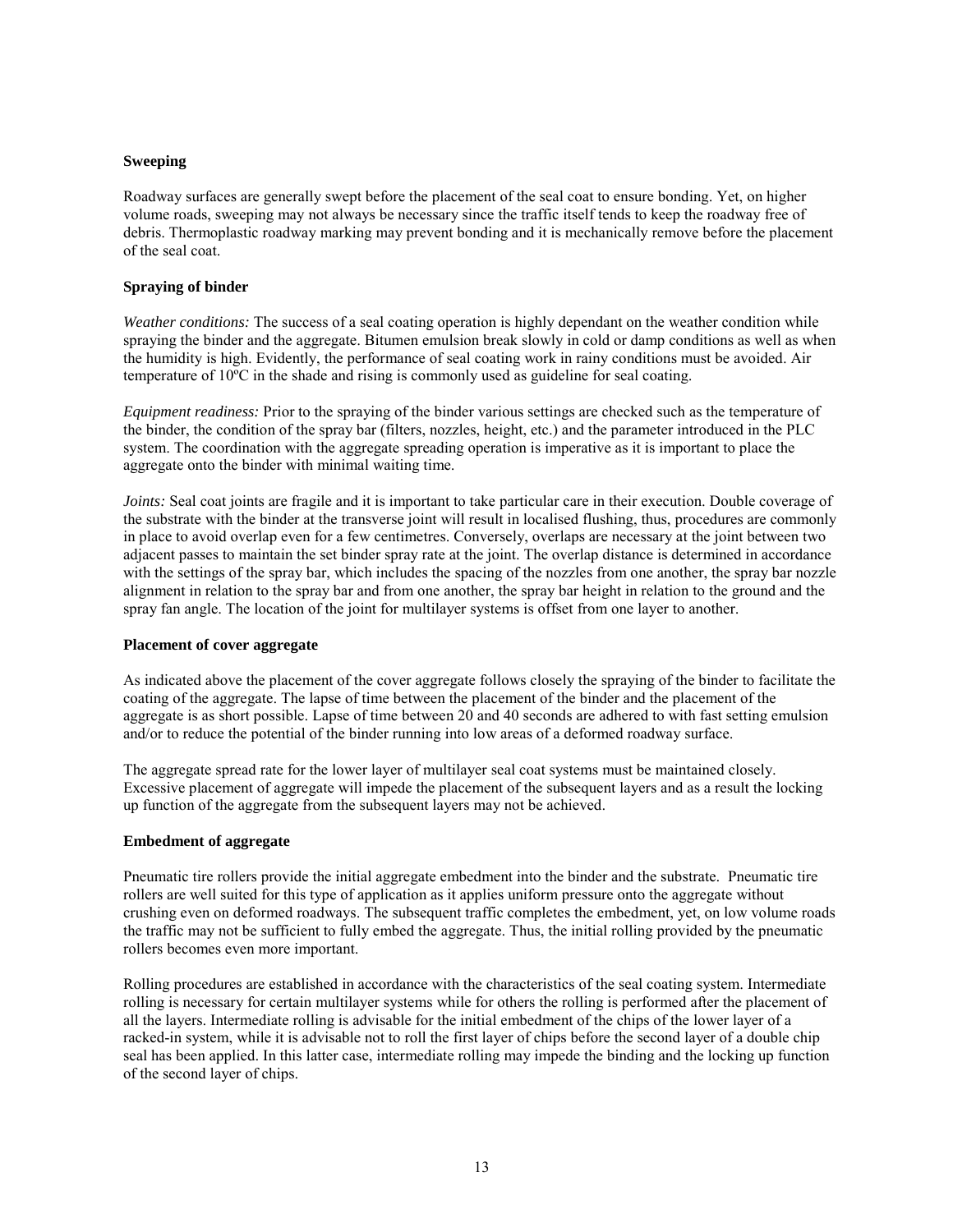**Sweeping**

Roadway surfaces are generally swept before the placement of the seal coat to ensure bonding. Yet, on higher volume roads, sweeping may not always be necessary since the traffic itself tends to keep the roadway free of debris. Thermoplastic roadway marking may prevent bonding and it is mechanically remove before the placement of the seal coat.

**Spraying of binder**

*Weather conditions:* The success of a seal coating operation is highly dependant on the weather condition while spraying the binder and the aggregate. Bitumen emulsion break slowly in cold or damp conditions as well as when the humidity is high. Evidently, the performance of seal coating work in rainy conditions must be avoided. Air temperature of 10ºC in the shade and rising is commonly used as guideline for seal coating.

*Equipment readiness:* Prior to the spraying of the binder various settings are checked such as the temperature of the binder, the condition of the spray bar (filters, nozzles, height, etc.) and the parameter introduced in the PLC system. The coordination with the aggregate spreading operation is imperative as it is important to place the aggregate onto the binder with minimal waiting time.

*Joints:* Seal coat joints are fragile and it is important to take particular care in their execution. Double coverage of the substrate with the binder at the transverse joint will result in localised flushing, thus, procedures are commonly in place to avoid overlap even for a few centimetres. Conversely, overlaps are necessary at the joint between two adjacent passes to maintain the set binder spray rate at the joint. The overlap distance is determined in accordance with the settings of the spray bar, which includes the spacing of the nozzles from one another, the spray bar nozzle alignment in relation to the spray bar and from one another, the spray bar height in relation to the ground and the spray fan angle. The location of the joint for multilayer systems is offset from one layer to another.

**Placement of cover aggregate**

As indicated above the placement of the cover aggregate follows closely the spraying of the binder to facilitate the coating of the aggregate. The lapse of time between the placement of the binder and the placement of the aggregate is as short possible. Lapse of time between 20 and 40 seconds are adhered to with fast setting emulsion and/or to reduce the potential of the binder running into low areas of a deformed roadway surface.

The aggregate spread rate for the lower layer of multilayer seal coat systems must be maintained closely. Excessive placement of aggregate will impede the placement of the subsequent layers and as a result the locking up function of the aggregate from the subsequent layers may not be achieved.

**Embedment of aggregate**

Pneumatic tire rollers provide the initial aggregate embedment into the binder and the substrate. Pneumatic tire rollers are well suited for this type of application as it applies uniform pressure onto the aggregate without crushing even on deformed roadways. The subsequent traffic completes the embedment, yet, on low volume roads the traffic may not be sufficient to fully embed the aggregate. Thus, the initial rolling provided by the pneumatic rollers becomes even more important.

Rolling procedures are established in accordance with the characteristics of the seal coating system. Intermediate rolling is necessary for certain multilayer systems while for others the rolling is performed after the placement of all the layers. Intermediate rolling is advisable for the initial embedment of the chips of the lower layer of a racked-in system, while it is advisable not to roll the first layer of chips before the second layer of a double chip seal has been applied. In this latter case, intermediate rolling may impede the binding and the locking up function of the second layer of chips.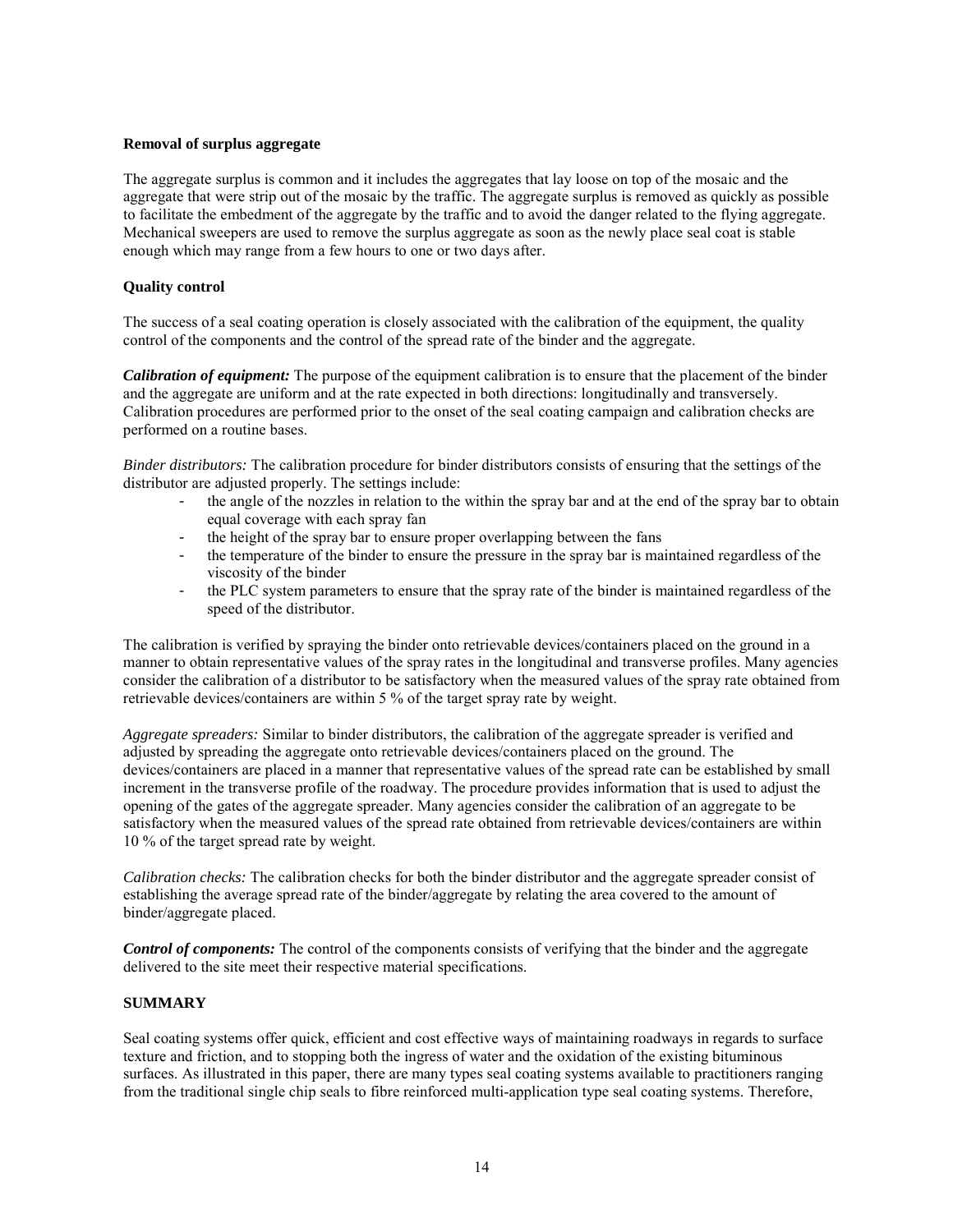**Removal of surplus aggregate**

The aggregate surplus is common and it includes the aggregates that lay loose on top of the mosaic and the aggregate that were strip out of the mosaic by the traffic. The aggregate surplus is removed as quickly as possible to facilitate the embedment of the aggregate by the traffic and to avoid the danger related to the flying aggregate. Mechanical sweepers are used to remove the surplus aggregate as soon as the newly place seal coat is stable enough which may range from a few hours to one or two days after.

**Quality control**

The success of a seal coating operation is closely associated with the calibration of the equipment, the quality control of the components and the control of the spread rate of the binder and the aggregate.

***Calibration of equipment:*** The purpose of the equipment calibration is to ensure that the placement of the binder and the aggregate are uniform and at the rate expected in both directions: longitudinally and transversely. Calibration procedures are performed prior to the onset of the seal coating campaign and calibration checks are performed on a routine bases.

*Binder distributors:* The calibration procedure for binder distributors consists of ensuring that the settings of the distributor are adjusted properly. The settings include:

- the angle of the nozzles in relation to the within the spray bar and at the end of the spray bar to obtain equal coverage with each spray fan
- the height of the spray bar to ensure proper overlapping between the fans
- the temperature of the binder to ensure the pressure in the spray bar is maintained regardless of the viscosity of the binder
- the PLC system parameters to ensure that the spray rate of the binder is maintained regardless of the speed of the distributor.

The calibration is verified by spraying the binder onto retrievable devices/containers placed on the ground in a manner to obtain representative values of the spray rates in the longitudinal and transverse profiles. Many agencies consider the calibration of a distributor to be satisfactory when the measured values of the spray rate obtained from retrievable devices/containers are within 5 % of the target spray rate by weight.

*Aggregate spreaders:* Similar to binder distributors, the calibration of the aggregate spreader is verified and adjusted by spreading the aggregate onto retrievable devices/containers placed on the ground. The devices/containers are placed in a manner that representative values of the spread rate can be established by small increment in the transverse profile of the roadway. The procedure provides information that is used to adjust the opening of the gates of the aggregate spreader. Many agencies consider the calibration of an aggregate to be satisfactory when the measured values of the spread rate obtained from retrievable devices/containers are within 10 % of the target spread rate by weight.

*Calibration checks:* The calibration checks for both the binder distributor and the aggregate spreader consist of establishing the average spread rate of the binder/aggregate by relating the area covered to the amount of binder/aggregate placed.

***Control of components:*** The control of the components consists of verifying that the binder and the aggregate delivered to the site meet their respective material specifications.

**SUMMARY**

Seal coating systems offer quick, efficient and cost effective ways of maintaining roadways in regards to surface texture and friction, and to stopping both the ingress of water and the oxidation of the existing bituminous surfaces. As illustrated in this paper, there are many types seal coating systems available to practitioners ranging from the traditional single chip seals to fibre reinforced multi-application type seal coating systems. Therefore,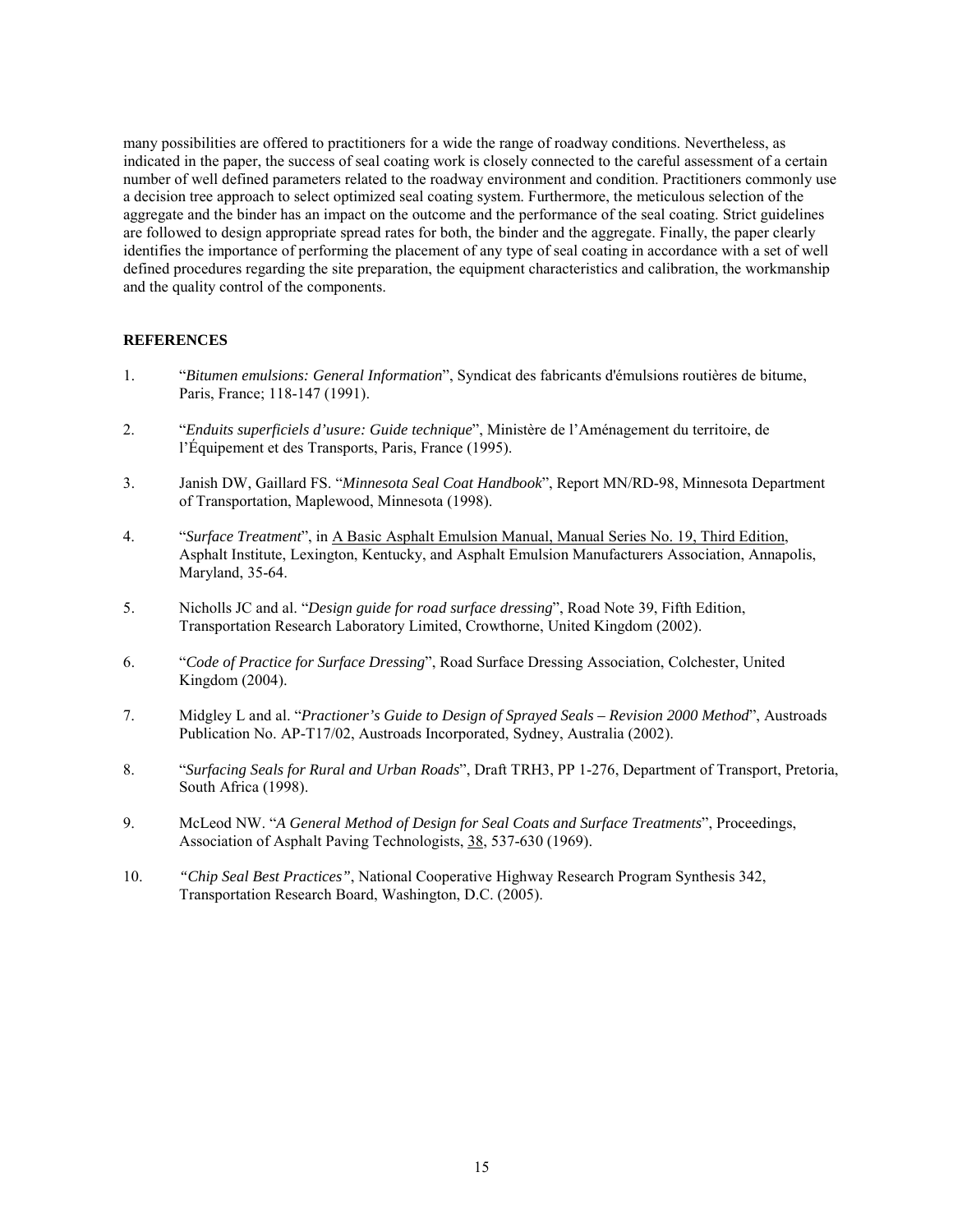many possibilities are offered to practitioners for a wide the range of roadway conditions. Nevertheless, as indicated in the paper, the success of seal coating work is closely connected to the careful assessment of a certain number of well defined parameters related to the roadway environment and condition. Practitioners commonly use a decision tree approach to select optimized seal coating system. Furthermore, the meticulous selection of the aggregate and the binder has an impact on the outcome and the performance of the seal coating. Strict guidelines are followed to design appropriate spread rates for both, the binder and the aggregate. Finally, the paper clearly identifies the importance of performing the placement of any type of seal coating in accordance with a set of well defined procedures regarding the site preparation, the equipment characteristics and calibration, the workmanship and the quality control of the components.

**REFERENCES**

1. "*Bitumen emulsions: General Information*", Syndicat des fabricants d'émulsions routières de bitume, Paris, France; 118-147 (1991).

2. "*Enduits superficiels d'usure: Guide technique*", Ministère de l'Aménagement du territoire, de l'Équipement et des Transports, Paris, France (1995).

3. Janish DW, Gaillard FS. "*Minnesota Seal Coat Handbook*", Report MN/RD-98, Minnesota Department of Transportation, Maplewood, Minnesota (1998).

4. "*Surface Treatment*", in A Basic Asphalt Emulsion Manual, Manual Series No. 19, Third Edition, Asphalt Institute, Lexington, Kentucky, and Asphalt Emulsion Manufacturers Association, Annapolis, Maryland, 35-64.

5. Nicholls JC and al. "*Design guide for road surface dressing*", Road Note 39, Fifth Edition, Transportation Research Laboratory Limited, Crowthorne, United Kingdom (2002).

6. "*Code of Practice for Surface Dressing*", Road Surface Dressing Association, Colchester, United Kingdom (2004).

7. Midgley L and al. "*Practioner's Guide to Design of Sprayed Seals – Revision 2000 Method*", Austroads Publication No. AP-T17/02, Austroads Incorporated, Sydney, Australia (2002).

8. "*Surfacing Seals for Rural and Urban Roads*", Draft TRH3, PP 1-276, Department of Transport, Pretoria, South Africa (1998).

9. McLeod NW. "*A General Method of Design for Seal Coats and Surface Treatments*", Proceedings, Association of Asphalt Paving Technologists, 38, 537-630 (1969).

10. *"Chip Seal Best Practices"*, National Cooperative Highway Research Program Synthesis 342, Transportation Research Board, Washington, D.C. (2005).